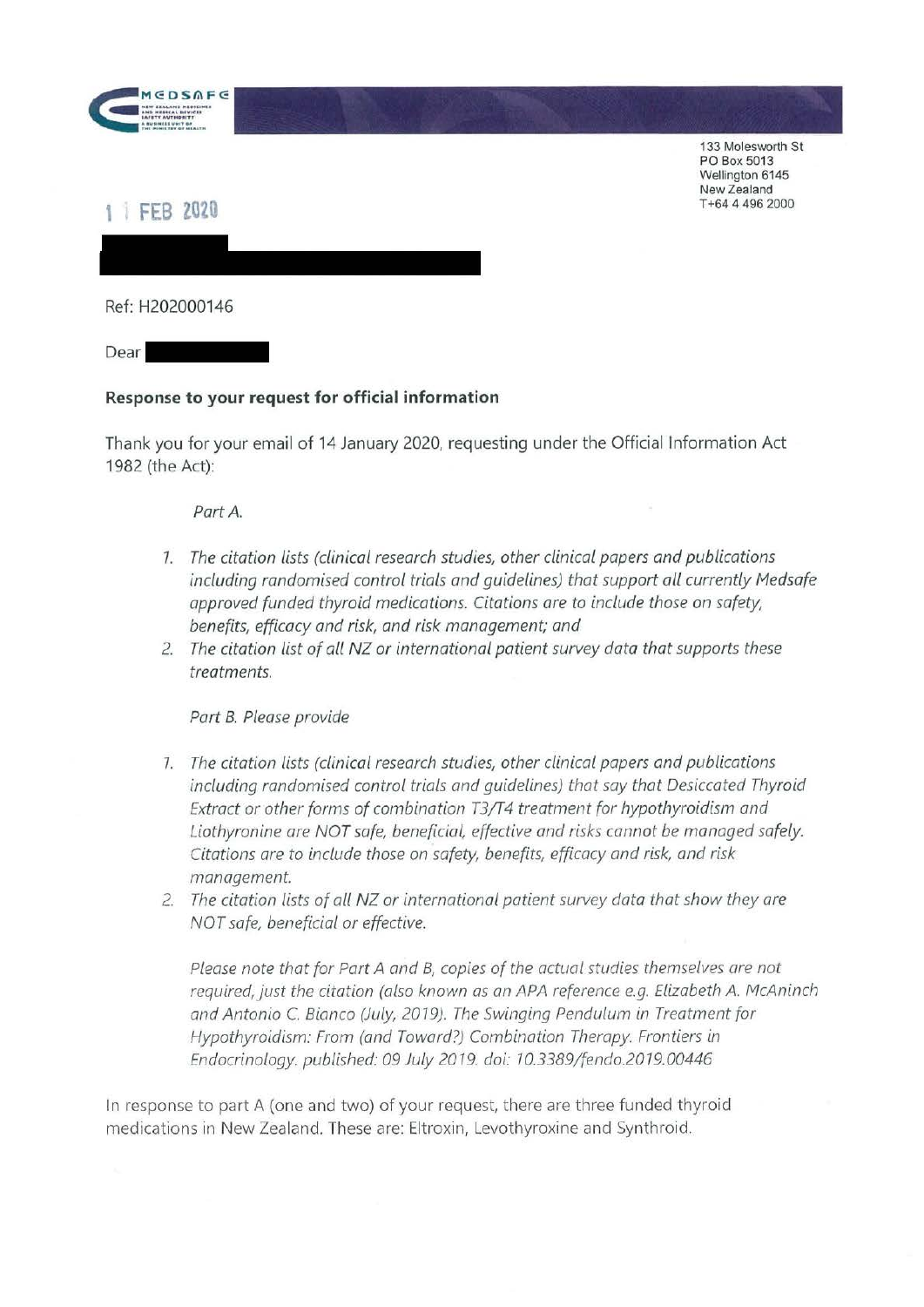133 Molesworth St
PO Box 5013
Wellington 6145
New Zealand
T+64 4 496 2000

11 FEB 2020

Ref: H202000146

Dear

**Response to your request for official information**

Thank you for your email of 14 January 2020, requesting under the Official Information Act 1982 (the Act):

*Part A.*

1. *The citation lists (clinical research studies, other clinical papers and publications including randomised control trials and guidelines) that support all currently Medsafe approved funded thyroid medications. Citations are to include those on safety, benefits, efficacy and risk, and risk management; and*
2. *The citation list of all NZ or international patient survey data that supports these treatments.*

*Part B. Please provide*

1. *The citation lists (clinical research studies, other clinical papers and publications including randomised control trials and guidelines) that say that Desiccated Thyroid Extract or other forms of combination T3/T4 treatment for hypothyroidism and Liothyronine are NOT safe, beneficial, effective and risks cannot be managed safely. Citations are to include those on safety, benefits, efficacy and risk, and risk management.*
2. *The citation lists of all NZ or international patient survey data that show they are NOT safe, beneficial or effective.*

*Please note that for Part A and B, copies of the actual studies themselves are not required, just the citation (also known as an APA reference e.g. Elizabeth A. McAninch and Antonio C. Bianco (July, 2019). The Swinging Pendulum in Treatment for Hypothyroidism: From (and Toward?) Combination Therapy. Frontiers in Endocrinology. published: 09 July 2019. doi: 10.3389/fendo.2019.00446*

In response to part A (one and two) of your request, there are three funded thyroid medications in New Zealand. These are: Eltroxin, Levothyroxine and Synthroid.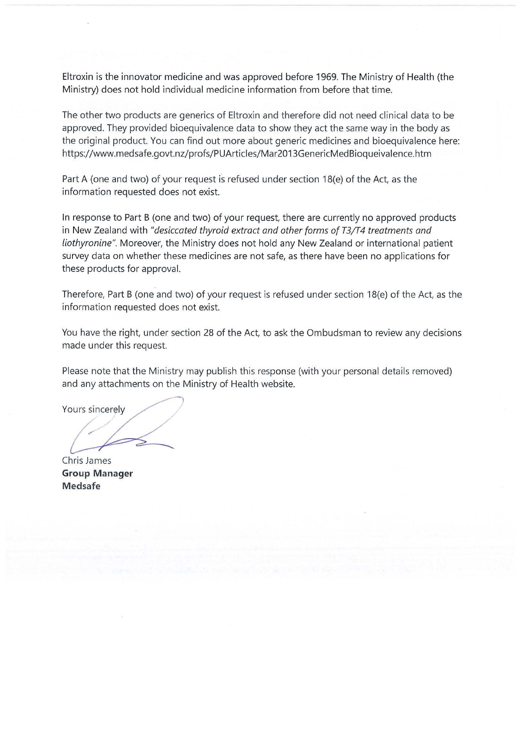Eltroxin is the innovator medicine and was approved before 1969. The Ministry of Health (the Ministry) does not hold individual medicine information from before that time.

The other two products are generics of Eltroxin and therefore did not need clinical data to be approved. They provided bioequivalence data to show they act the same way in the body as the original product. You can find out more about generic medicines and bioequivalence here: https://www.medsafe.govt.nz/profs/PUArticles/Mar2013GenericMedBioqueivalence.htm

Part A (one and two) of your request is refused under section 18(e) of the Act, as the information requested does not exist.

In response to Part B (one and two) of your request, there are currently no approved products in New Zealand with *"desiccated thyroid extract and other forms of T3/T4 treatments and liothyronine"*. Moreover, the Ministry does not hold any New Zealand or international patient survey data on whether these medicines are not safe, as there have been no applications for these products for approval.

Therefore, Part B (one and two) of your request is refused under section 18(e) of the Act, as the information requested does not exist.

You have the right, under section 28 of the Act, to ask the Ombudsman to review any decisions made under this request.

Please note that the Ministry may publish this response (with your personal details removed) and any attachments on the Ministry of Health website.

Yours sincerely

Chris James
**Group Manager**
**Medsafe**